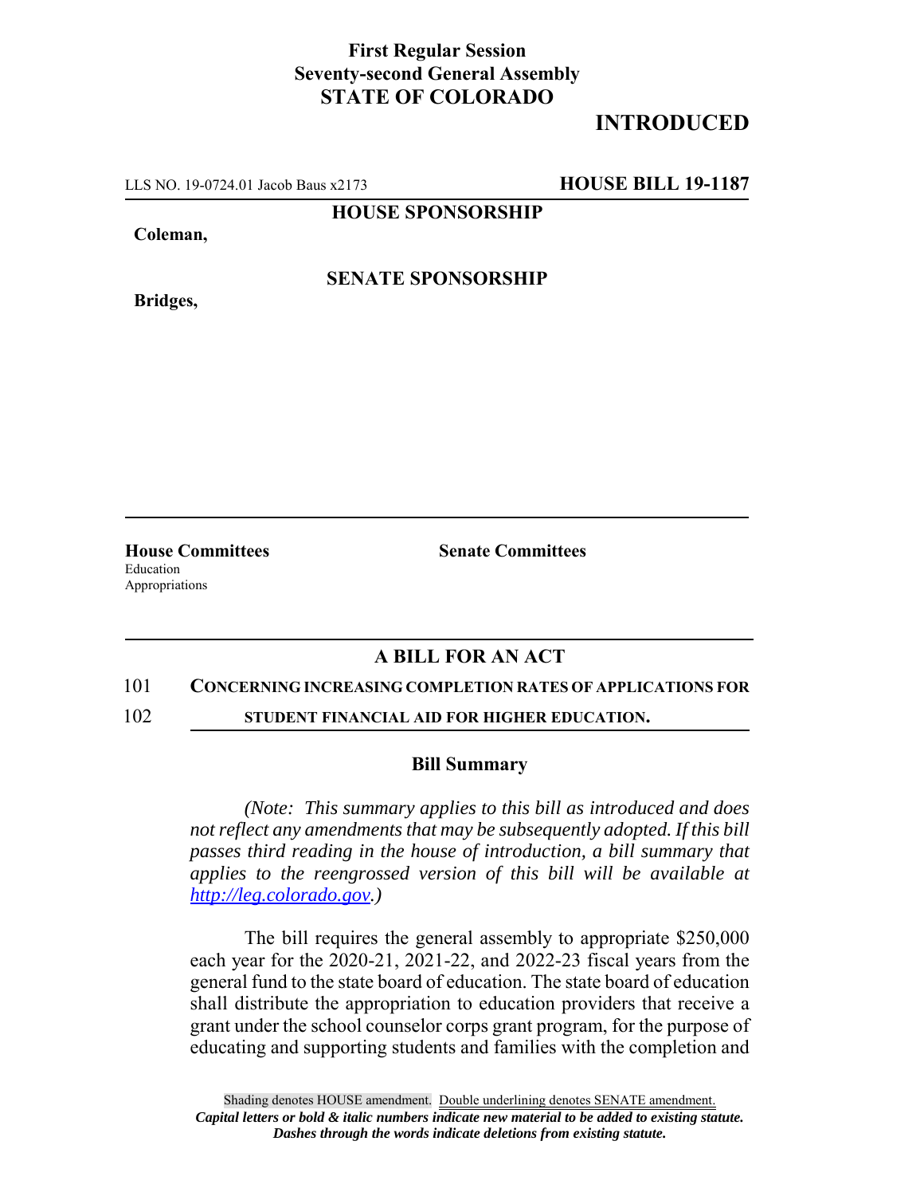**First Regular Session**
**Seventy-second General Assembly**
**STATE OF COLORADO**

# INTRODUCED

LLS NO. 19-0724.01 Jacob Baus x2173 **HOUSE BILL 19-1187**

**HOUSE SPONSORSHIP**

**Coleman,**

**SENATE SPONSORSHIP**

**Bridges,**

**House Committees**
Education
Appropriations

**Senate Committees**

## A BILL FOR AN ACT

101 **CONCERNING INCREASING COMPLETION RATES OF APPLICATIONS FOR**

102 **STUDENT FINANCIAL AID FOR HIGHER EDUCATION.**

### Bill Summary

*(Note: This summary applies to this bill as introduced and does not reflect any amendments that may be subsequently adopted. If this bill passes third reading in the house of introduction, a bill summary that applies to the reengrossed version of this bill will be available at http://leg.colorado.gov.)*

The bill requires the general assembly to appropriate $250,000 each year for the 2020-21, 2021-22, and 2022-23 fiscal years from the general fund to the state board of education. The state board of education shall distribute the appropriation to education providers that receive a grant under the school counselor corps grant program, for the purpose of educating and supporting students and families with the completion and

Shading denotes HOUSE amendment. Double underlining denotes SENATE amendment.
*Capital letters or bold & italic numbers indicate new material to be added to existing statute.*
*Dashes through the words indicate deletions from existing statute.*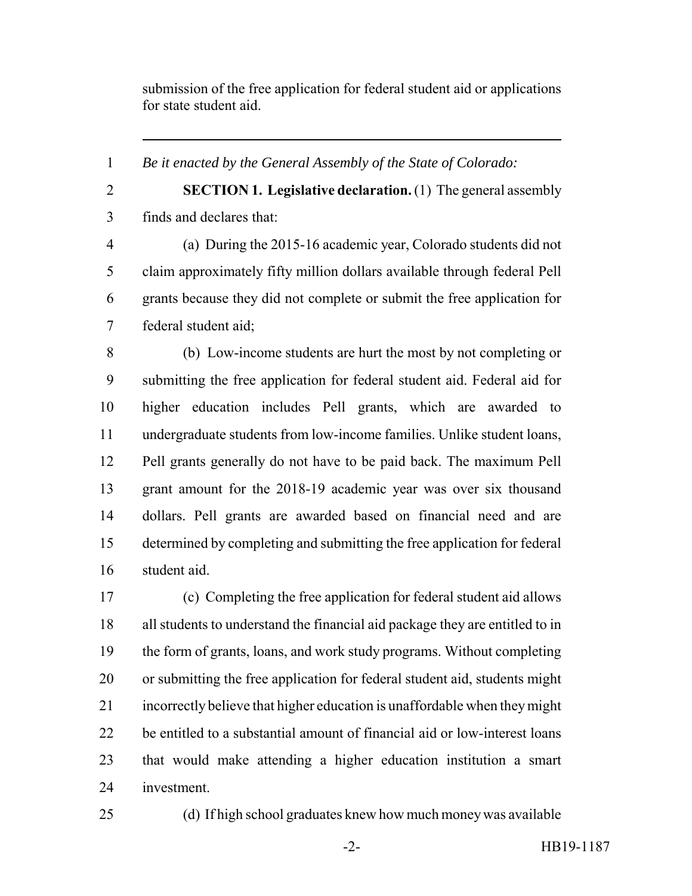submission of the free application for federal student aid or applications for state student aid.

---

*Be it enacted by the General Assembly of the State of Colorado:*

**SECTION 1. Legislative declaration.** (1) The general assembly finds and declares that:

(a) During the 2015-16 academic year, Colorado students did not claim approximately fifty million dollars available through federal Pell grants because they did not complete or submit the free application for federal student aid;

(b) Low-income students are hurt the most by not completing or submitting the free application for federal student aid. Federal aid for higher education includes Pell grants, which are awarded to undergraduate students from low-income families. Unlike student loans, Pell grants generally do not have to be paid back. The maximum Pell grant amount for the 2018-19 academic year was over six thousand dollars. Pell grants are awarded based on financial need and are determined by completing and submitting the free application for federal student aid.

(c) Completing the free application for federal student aid allows all students to understand the financial aid package they are entitled to in the form of grants, loans, and work study programs. Without completing or submitting the free application for federal student aid, students might incorrectly believe that higher education is unaffordable when they might be entitled to a substantial amount of financial aid or low-interest loans that would make attending a higher education institution a smart investment.

(d) If high school graduates knew how much money was available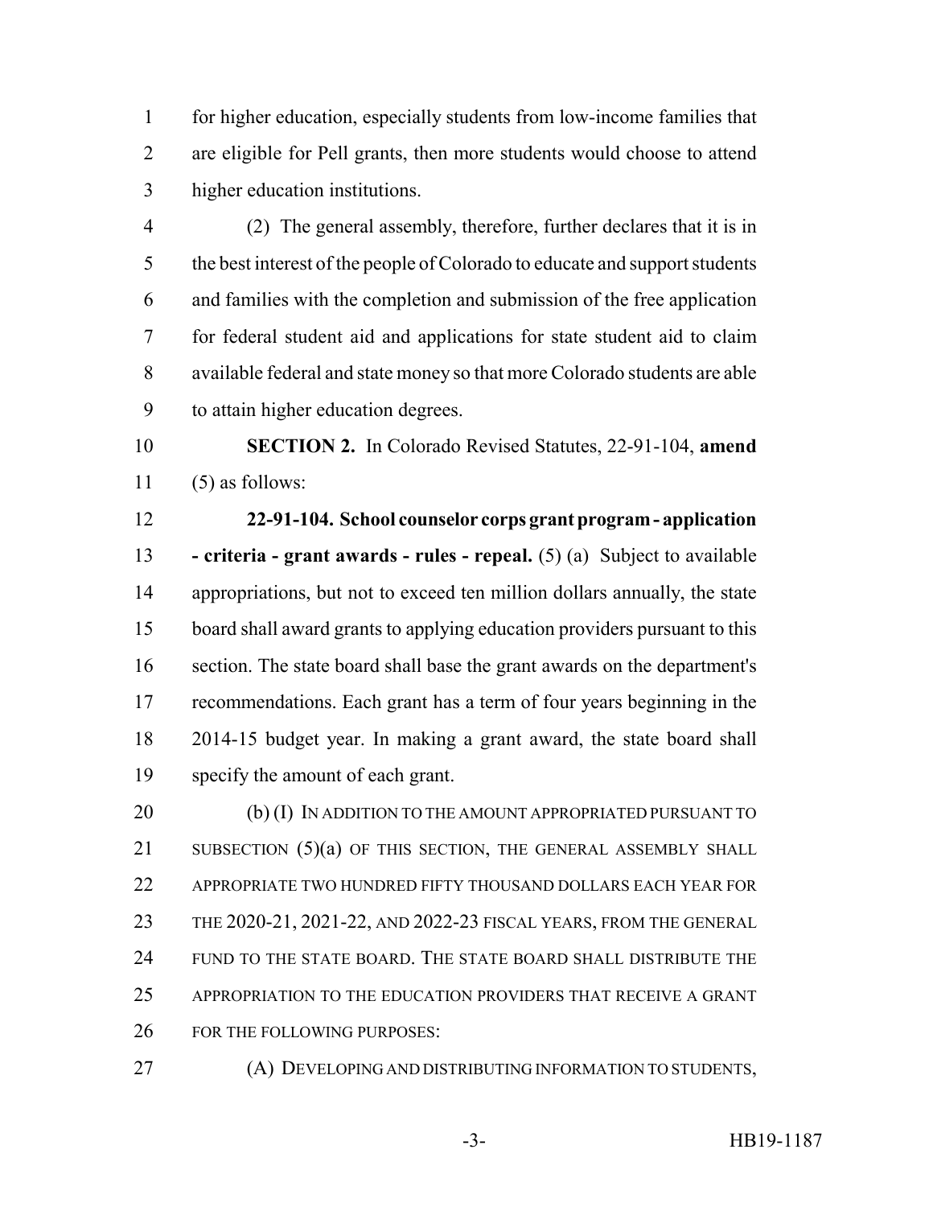for higher education, especially students from low-income families that are eligible for Pell grants, then more students would choose to attend higher education institutions.

(2) The general assembly, therefore, further declares that it is in the best interest of the people of Colorado to educate and support students and families with the completion and submission of the free application for federal student aid and applications for state student aid to claim available federal and state money so that more Colorado students are able to attain higher education degrees.

**SECTION 2.** In Colorado Revised Statutes, 22-91-104, **amend** (5) as follows:

**22-91-104. School counselor corps grant program - application - criteria - grant awards - rules - repeal.** (5) (a) Subject to available appropriations, but not to exceed ten million dollars annually, the state board shall award grants to applying education providers pursuant to this section. The state board shall base the grant awards on the department's recommendations. Each grant has a term of four years beginning in the 2014-15 budget year. In making a grant award, the state board shall specify the amount of each grant.

(b) (I) IN ADDITION TO THE AMOUNT APPROPRIATED PURSUANT TO SUBSECTION (5)(a) OF THIS SECTION, THE GENERAL ASSEMBLY SHALL APPROPRIATE TWO HUNDRED FIFTY THOUSAND DOLLARS EACH YEAR FOR THE 2020-21, 2021-22, AND 2022-23 FISCAL YEARS, FROM THE GENERAL FUND TO THE STATE BOARD. THE STATE BOARD SHALL DISTRIBUTE THE APPROPRIATION TO THE EDUCATION PROVIDERS THAT RECEIVE A GRANT FOR THE FOLLOWING PURPOSES:

(A) DEVELOPING AND DISTRIBUTING INFORMATION TO STUDENTS,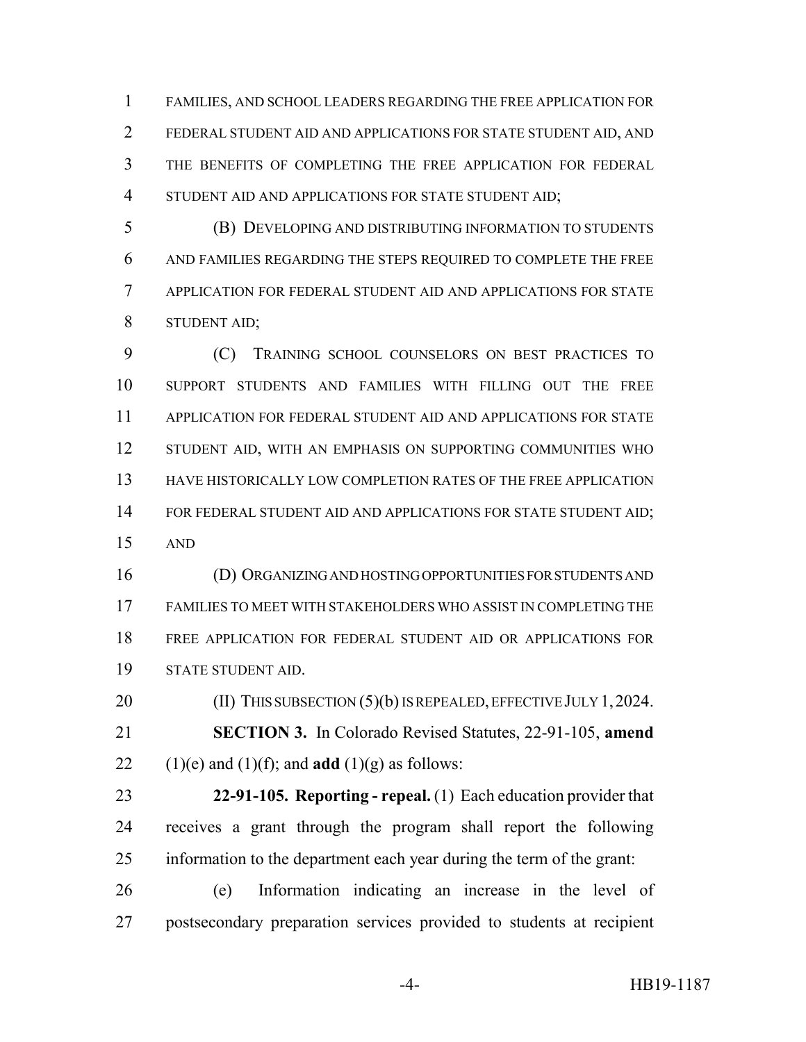FAMILIES, AND SCHOOL LEADERS REGARDING THE FREE APPLICATION FOR FEDERAL STUDENT AID AND APPLICATIONS FOR STATE STUDENT AID, AND THE BENEFITS OF COMPLETING THE FREE APPLICATION FOR FEDERAL STUDENT AID AND APPLICATIONS FOR STATE STUDENT AID;

(B) DEVELOPING AND DISTRIBUTING INFORMATION TO STUDENTS AND FAMILIES REGARDING THE STEPS REQUIRED TO COMPLETE THE FREE APPLICATION FOR FEDERAL STUDENT AID AND APPLICATIONS FOR STATE STUDENT AID;

(C) TRAINING SCHOOL COUNSELORS ON BEST PRACTICES TO SUPPORT STUDENTS AND FAMILIES WITH FILLING OUT THE FREE APPLICATION FOR FEDERAL STUDENT AID AND APPLICATIONS FOR STATE STUDENT AID, WITH AN EMPHASIS ON SUPPORTING COMMUNITIES WHO HAVE HISTORICALLY LOW COMPLETION RATES OF THE FREE APPLICATION FOR FEDERAL STUDENT AID AND APPLICATIONS FOR STATE STUDENT AID; AND

(D) ORGANIZING AND HOSTING OPPORTUNITIES FOR STUDENTS AND FAMILIES TO MEET WITH STAKEHOLDERS WHO ASSIST IN COMPLETING THE FREE APPLICATION FOR FEDERAL STUDENT AID OR APPLICATIONS FOR STATE STUDENT AID.

(II) THIS SUBSECTION (5)(b) IS REPEALED, EFFECTIVE JULY 1, 2024.

**SECTION 3.** In Colorado Revised Statutes, 22-91-105, **amend** (1)(e) and (1)(f); and **add** (1)(g) as follows:

**22-91-105. Reporting - repeal.** (1) Each education provider that receives a grant through the program shall report the following information to the department each year during the term of the grant:

(e) Information indicating an increase in the level of postsecondary preparation services provided to students at recipient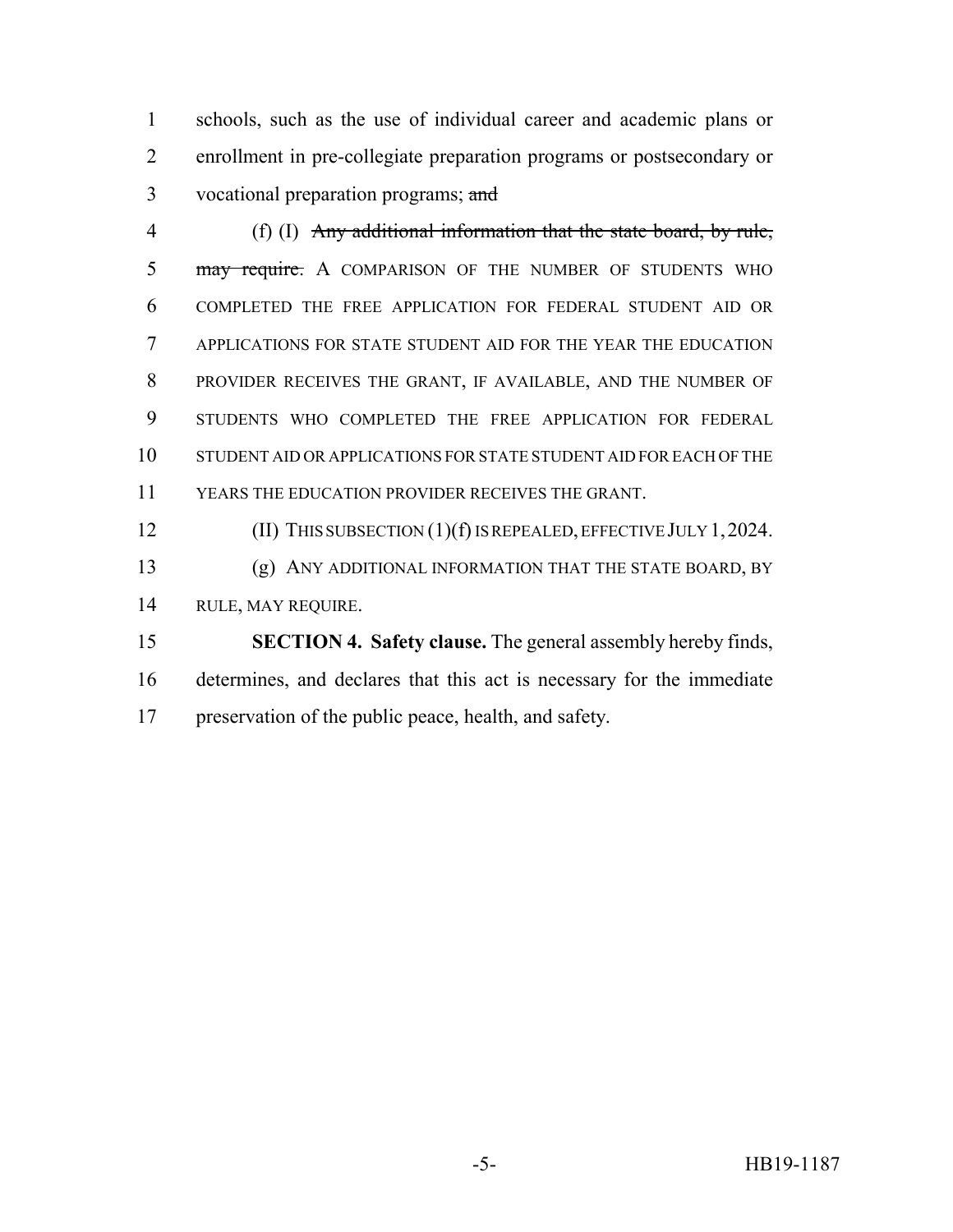schools, such as the use of individual career and academic plans or enrollment in pre-collegiate preparation programs or postsecondary or vocational preparation programs; ~~and~~

(f) (I) ~~Any additional information that the state board, by rule, may require.~~ A COMPARISON OF THE NUMBER OF STUDENTS WHO COMPLETED THE FREE APPLICATION FOR FEDERAL STUDENT AID OR APPLICATIONS FOR STATE STUDENT AID FOR THE YEAR THE EDUCATION PROVIDER RECEIVES THE GRANT, IF AVAILABLE, AND THE NUMBER OF STUDENTS WHO COMPLETED THE FREE APPLICATION FOR FEDERAL STUDENT AID OR APPLICATIONS FOR STATE STUDENT AID FOR EACH OF THE YEARS THE EDUCATION PROVIDER RECEIVES THE GRANT.

(II) THIS SUBSECTION (1)(f) IS REPEALED, EFFECTIVE JULY 1, 2024.

(g) ANY ADDITIONAL INFORMATION THAT THE STATE BOARD, BY RULE, MAY REQUIRE.

**SECTION 4. Safety clause.** The general assembly hereby finds, determines, and declares that this act is necessary for the immediate preservation of the public peace, health, and safety.